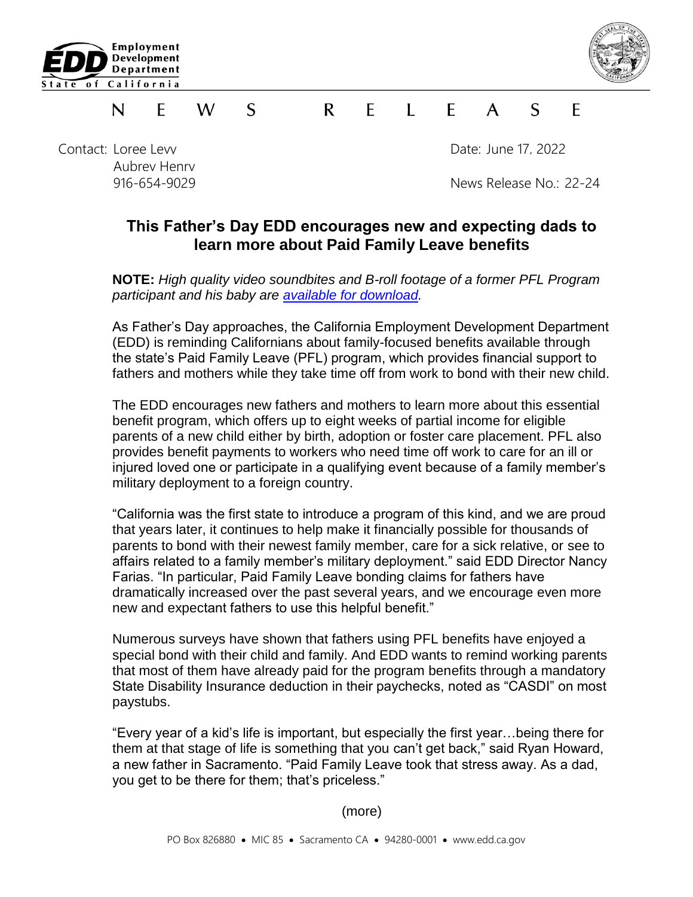Employment Development Department
State of California

N E W S   R E L E A S E

Contact: Loree Levy
Aubrey Henry
916-654-9029

Date: June 17, 2022

News Release No.: 22-24

## This Father's Day EDD encourages new and expecting dads to learn more about Paid Family Leave benefits

**NOTE:** *High quality video soundbites and B-roll footage of a former PFL Program participant and his baby are [available for download](#).*

As Father's Day approaches, the California Employment Development Department (EDD) is reminding Californians about family-focused benefits available through the state's Paid Family Leave (PFL) program, which provides financial support to fathers and mothers while they take time off from work to bond with their new child.

The EDD encourages new fathers and mothers to learn more about this essential benefit program, which offers up to eight weeks of partial income for eligible parents of a new child either by birth, adoption or foster care placement. PFL also provides benefit payments to workers who need time off work to care for an ill or injured loved one or participate in a qualifying event because of a family member's military deployment to a foreign country.

"California was the first state to introduce a program of this kind, and we are proud that years later, it continues to help make it financially possible for thousands of parents to bond with their newest family member, care for a sick relative, or see to affairs related to a family member's military deployment." said EDD Director Nancy Farias. "In particular, Paid Family Leave bonding claims for fathers have dramatically increased over the past several years, and we encourage even more new and expectant fathers to use this helpful benefit."

Numerous surveys have shown that fathers using PFL benefits have enjoyed a special bond with their child and family. And EDD wants to remind working parents that most of them have already paid for the program benefits through a mandatory State Disability Insurance deduction in their paychecks, noted as "CASDI" on most paystubs.

"Every year of a kid's life is important, but especially the first year…being there for them at that stage of life is something that you can't get back," said Ryan Howard, a new father in Sacramento. "Paid Family Leave took that stress away. As a dad, you get to be there for them; that's priceless."

(more)

PO Box 826880 • MIC 85 • Sacramento CA • 94280-0001 • www.edd.ca.gov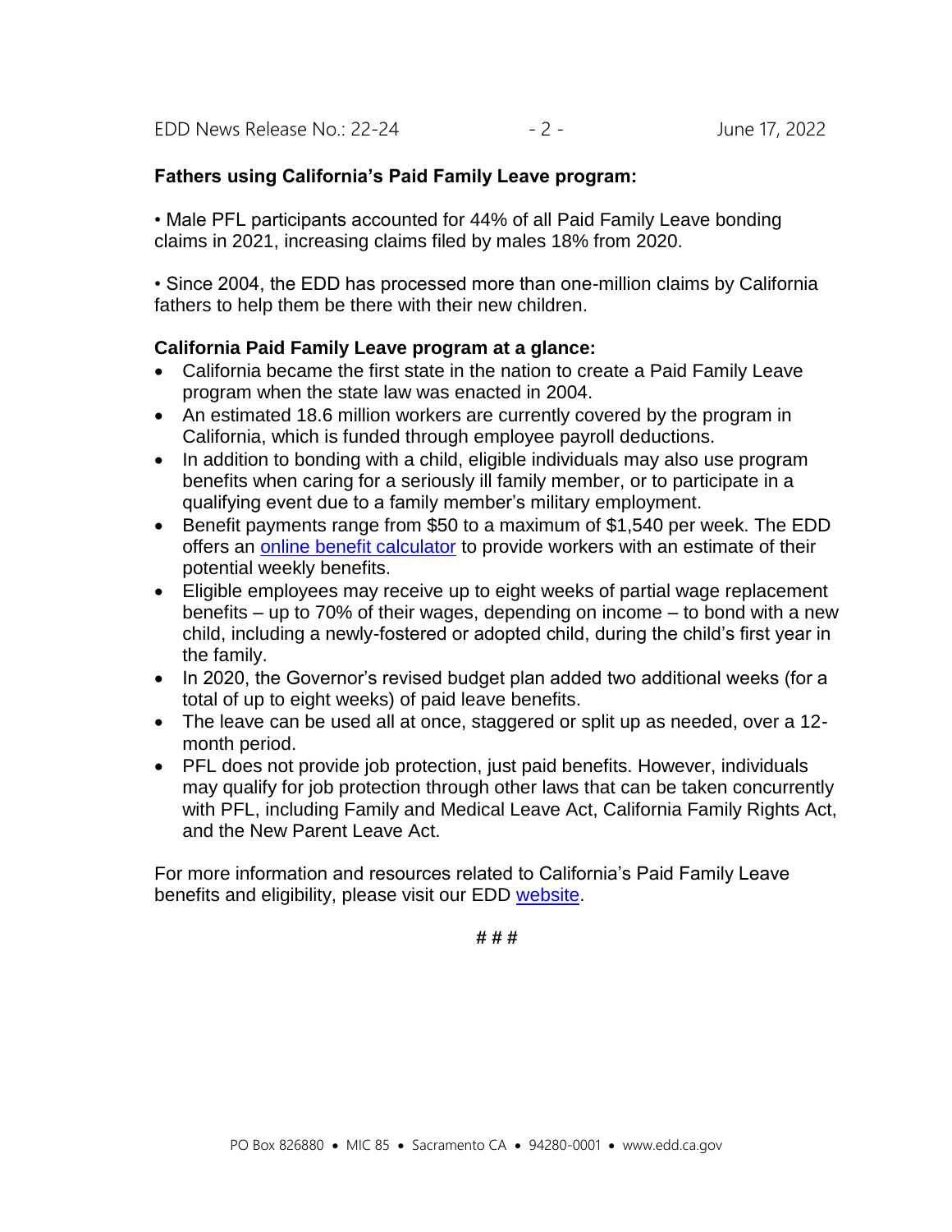**Fathers using California's Paid Family Leave program:**

• Male PFL participants accounted for 44% of all Paid Family Leave bonding claims in 2021, increasing claims filed by males 18% from 2020.

• Since 2004, the EDD has processed more than one-million claims by California fathers to help them be there with their new children.

**California Paid Family Leave program at a glance:**

- California became the first state in the nation to create a Paid Family Leave program when the state law was enacted in 2004.
- An estimated 18.6 million workers are currently covered by the program in California, which is funded through employee payroll deductions.
- In addition to bonding with a child, eligible individuals may also use program benefits when caring for a seriously ill family member, or to participate in a qualifying event due to a family member's military employment.
- Benefit payments range from $50 to a maximum of $1,540 per week. The EDD offers an online benefit calculator to provide workers with an estimate of their potential weekly benefits.
- Eligible employees may receive up to eight weeks of partial wage replacement benefits – up to 70% of their wages, depending on income – to bond with a new child, including a newly-fostered or adopted child, during the child's first year in the family.
- In 2020, the Governor's revised budget plan added two additional weeks (for a total of up to eight weeks) of paid leave benefits.
- The leave can be used all at once, staggered or split up as needed, over a 12-month period.
- PFL does not provide job protection, just paid benefits. However, individuals may qualify for job protection through other laws that can be taken concurrently with PFL, including Family and Medical Leave Act, California Family Rights Act, and the New Parent Leave Act.

For more information and resources related to California's Paid Family Leave benefits and eligibility, please visit our EDD website.

# # #